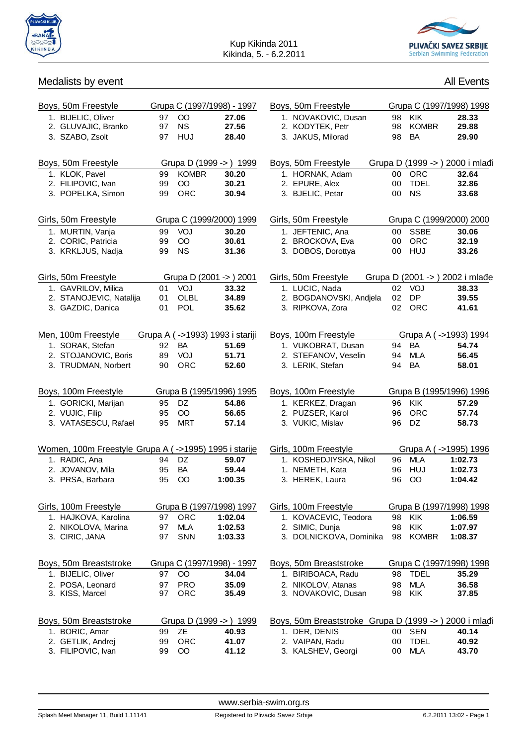# Kup Kikinda 2011
Kikinda, 5. - 6.2.2011

## Medalists by event

All Events

### Boys, 50m Freestyle — Grupa C (1997/1998) - 1997

| Place | Name | YB | Club | Time |
|---|---|---|---|---|
| 1. | BIJELIC, Oliver | 97 | OO | 27.06 |
| 2. | GLUVAJIC, Branko | 97 | NS | 27.56 |
| 3. | SZABO, Zsolt | 97 | HUJ | 28.40 |

### Boys, 50m Freestyle — Grupa D (1999 -> ) 1999

| Place | Name | YB | Club | Time |
|---|---|---|---|---|
| 1. | KLOK, Pavel | 99 | KOMBR | 30.20 |
| 2. | FILIPOVIC, Ivan | 99 | OO | 30.21 |
| 3. | POPELKA, Simon | 99 | ORC | 30.94 |

### Girls, 50m Freestyle — Grupa C (1999/2000) 1999

| Place | Name | YB | Club | Time |
|---|---|---|---|---|
| 1. | MURTIN, Vanja | 99 | VOJ | 30.20 |
| 2. | CORIC, Patricia | 99 | OO | 30.61 |
| 3. | KRKLJUS, Nadja | 99 | NS | 31.36 |

### Girls, 50m Freestyle — Grupa D (2001 -> ) 2001

| Place | Name | YB | Club | Time |
|---|---|---|---|---|
| 1. | GAVRILOV, Milica | 01 | VOJ | 33.32 |
| 2. | STANOJEVIC, Natalija | 01 | OLBL | 34.89 |
| 3. | GAZDIC, Danica | 01 | POL | 35.62 |

### Men, 100m Freestyle — Grupa A ( ->1993) 1993 i stariji

| Place | Name | YB | Club | Time |
|---|---|---|---|---|
| 1. | SORAK, Stefan | 92 | BA | 51.69 |
| 2. | STOJANOVIC, Boris | 89 | VOJ | 51.71 |
| 3. | TRUDMAN, Norbert | 90 | ORC | 52.60 |

### Boys, 100m Freestyle — Grupa B (1995/1996) 1995

| Place | Name | YB | Club | Time |
|---|---|---|---|---|
| 1. | GORICKI, Marijan | 95 | DZ | 54.86 |
| 2. | VUJIC, Filip | 95 | OO | 56.65 |
| 3. | VATASESCU, Rafael | 95 | MRT | 57.14 |

### Women, 100m Freestyle — Grupa A ( ->1995) 1995 i starije

| Place | Name | YB | Club | Time |
|---|---|---|---|---|
| 1. | RADIC, Ana | 94 | DZ | 59.07 |
| 2. | JOVANOV, Mila | 95 | BA | 59.44 |
| 3. | PRSA, Barbara | 95 | OO | 1:00.35 |

### Girls, 100m Freestyle — Grupa B (1997/1998) 1997

| Place | Name | YB | Club | Time |
|---|---|---|---|---|
| 1. | HAJKOVA, Karolina | 97 | ORC | 1:02.04 |
| 2. | NIKOLOVA, Marina | 97 | MLA | 1:02.53 |
| 3. | CIRIC, JANA | 97 | SNN | 1:03.33 |

### Boys, 50m Breaststroke — Grupa C (1997/1998) - 1997

| Place | Name | YB | Club | Time |
|---|---|---|---|---|
| 1. | BIJELIC, Oliver | 97 | OO | 34.04 |
| 2. | POSA, Leonard | 97 | PRO | 35.09 |
| 3. | KISS, Marcel | 97 | ORC | 35.49 |

### Boys, 50m Breaststroke — Grupa D (1999 -> ) 1999

| Place | Name | YB | Club | Time |
|---|---|---|---|---|
| 1. | BORIC, Amar | 99 | ZE | 40.93 |
| 2. | GETLIK, Andrej | 99 | ORC | 41.07 |
| 3. | FILIPOVIC, Ivan | 99 | OO | 41.12 |

### Boys, 50m Freestyle — Grupa C (1997/1998) 1998

| Place | Name | YB | Club | Time |
|---|---|---|---|---|
| 1. | NOVAKOVIC, Dusan | 98 | KIK | 28.33 |
| 2. | KODYTEK, Petr | 98 | KOMBR | 29.88 |
| 3. | JAKUS, Milorad | 98 | BA | 29.90 |

### Boys, 50m Freestyle — Grupa D (1999 -> ) 2000 i mlađi

| Place | Name | YB | Club | Time |
|---|---|---|---|---|
| 1. | HORNAK, Adam | 00 | ORC | 32.64 |
| 2. | EPURE, Alex | 00 | TDEL | 32.86 |
| 3. | BJELIC, Petar | 00 | NS | 33.68 |

### Girls, 50m Freestyle — Grupa C (1999/2000) 2000

| Place | Name | YB | Club | Time |
|---|---|---|---|---|
| 1. | JEFTENIC, Ana | 00 | SSBE | 30.06 |
| 2. | BROCKOVA, Eva | 00 | ORC | 32.19 |
| 3. | DOBOS, Dorottya | 00 | HUJ | 33.26 |

### Girls, 50m Freestyle — Grupa D (2001 -> ) 2002 i mlađe

| Place | Name | YB | Club | Time |
|---|---|---|---|---|
| 1. | LUCIC, Nada | 02 | VOJ | 38.33 |
| 2. | BOGDANOVSKI, Andjela | 02 | DP | 39.55 |
| 3. | RIPKOVA, Zora | 02 | ORC | 41.61 |

### Boys, 100m Freestyle — Grupa A ( ->1993) 1994

| Place | Name | YB | Club | Time |
|---|---|---|---|---|
| 1. | VUKOBRAT, Dusan | 94 | BA | 54.74 |
| 2. | STEFANOV, Veselin | 94 | MLA | 56.45 |
| 3. | LERIK, Stefan | 94 | BA | 58.01 |

### Boys, 100m Freestyle — Grupa B (1995/1996) 1996

| Place | Name | YB | Club | Time |
|---|---|---|---|---|
| 1. | KERKEZ, Dragan | 96 | KIK | 57.29 |
| 2. | PUZSER, Karol | 96 | ORC | 57.74 |
| 3. | VUKIC, Mislav | 96 | DZ | 58.73 |

### Girls, 100m Freestyle — Grupa A ( ->1995) 1996

| Place | Name | YB | Club | Time |
|---|---|---|---|---|
| 1. | KOSHEDJIYSKA, Nikol | 96 | MLA | 1:02.73 |
| 1. | NEMETH, Kata | 96 | HUJ | 1:02.73 |
| 3. | HEREK, Laura | 96 | OO | 1:04.42 |

### Girls, 100m Freestyle — Grupa B (1997/1998) 1998

| Place | Name | YB | Club | Time |
|---|---|---|---|---|
| 1. | KOVACEVIC, Teodora | 98 | KIK | 1:06.59 |
| 2. | SIMIC, Dunja | 98 | KIK | 1:07.97 |
| 3. | DOLNICKOVA, Dominika | 98 | KOMBR | 1:08.37 |

### Boys, 50m Breaststroke — Grupa C (1997/1998) 1998

| Place | Name | YB | Club | Time |
|---|---|---|---|---|
| 1. | BIRIBOACA, Radu | 98 | TDEL | 35.29 |
| 2. | NIKOLOV, Atanas | 98 | MLA | 36.58 |
| 3. | NOVAKOVIC, Dusan | 98 | KIK | 37.85 |

### Boys, 50m Breaststroke — Grupa D (1999 -> ) 2000 i mlađi

| Place | Name | YB | Club | Time |
|---|---|---|---|---|
| 1. | DER, DENIS | 00 | SEN | 40.14 |
| 2. | VAIPAN, Radu | 00 | TDEL | 40.92 |
| 3. | KALSHEV, Georgi | 00 | MLA | 43.70 |

www.serbia-swim.org.rs

Splash Meet Manager 11, Build 1.11141 — Registered to Plivacki Savez Srbije — 6.2.2011 13:02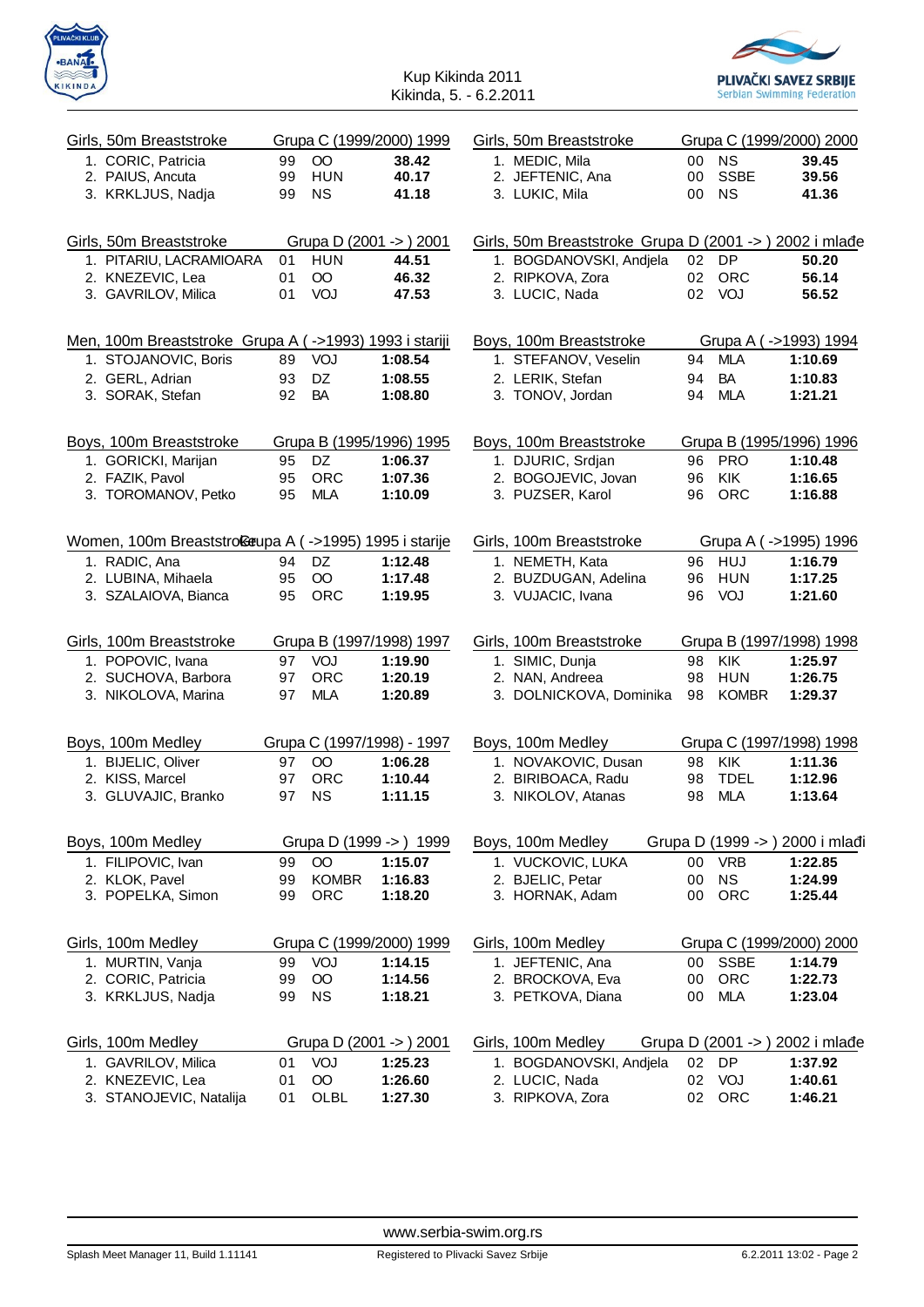Kup Kikinda 2011
Kikinda, 5. - 6.2.2011

### Girls, 50m Breaststroke — Grupa C (1999/2000) 1999

| | Name | YB | Club | Time |
|---|---|---|---|---|
| 1. | CORIC, Patricia | 99 | OO | **38.42** |
| 2. | PAIUS, Ancuta | 99 | HUN | **40.17** |
| 3. | KRKLJUS, Nadja | 99 | NS | **41.18** |

### Girls, 50m Breaststroke — Grupa C (1999/2000) 2000

| | Name | YB | Club | Time |
|---|---|---|---|---|
| 1. | MEDIC, Mila | 00 | NS | **39.45** |
| 2. | JEFTENIC, Ana | 00 | SSBE | **39.56** |
| 3. | LUKIC, Mila | 00 | NS | **41.36** |

### Girls, 50m Breaststroke — Grupa D (2001 -> ) 2001

| | Name | YB | Club | Time |
|---|---|---|---|---|
| 1. | PITARIU, LACRAMIOARA | 01 | HUN | **44.51** |
| 2. | KNEZEVIC, Lea | 01 | OO | **46.32** |
| 3. | GAVRILOV, Milica | 01 | VOJ | **47.53** |

### Girls, 50m Breaststroke — Grupa D (2001 -> ) 2002 i mlađe

| | Name | YB | Club | Time |
|---|---|---|---|---|
| 1. | BOGDANOVSKI, Andjela | 02 | DP | **50.20** |
| 2. | RIPKOVA, Zora | 02 | ORC | **56.14** |
| 3. | LUCIC, Nada | 02 | VOJ | **56.52** |

### Men, 100m Breaststroke — Grupa A ( ->1993) 1993 i stariji

| | Name | YB | Club | Time |
|---|---|---|---|---|
| 1. | STOJANOVIC, Boris | 89 | VOJ | **1:08.54** |
| 2. | GERL, Adrian | 93 | DZ | **1:08.55** |
| 3. | SORAK, Stefan | 92 | BA | **1:08.80** |

### Boys, 100m Breaststroke — Grupa A ( ->1993) 1994

| | Name | YB | Club | Time |
|---|---|---|---|---|
| 1. | STEFANOV, Veselin | 94 | MLA | **1:10.69** |
| 2. | LERIK, Stefan | 94 | BA | **1:10.83** |
| 3. | TONOV, Jordan | 94 | MLA | **1:21.21** |

### Boys, 100m Breaststroke — Grupa B (1995/1996) 1995

| | Name | YB | Club | Time |
|---|---|---|---|---|
| 1. | GORICKI, Marijan | 95 | DZ | **1:06.37** |
| 2. | FAZIK, Pavol | 95 | ORC | **1:07.36** |
| 3. | TOROMANOV, Petko | 95 | MLA | **1:10.09** |

### Boys, 100m Breaststroke — Grupa B (1995/1996) 1996

| | Name | YB | Club | Time |
|---|---|---|---|---|
| 1. | DJURIC, Srdjan | 96 | PRO | **1:10.48** |
| 2. | BOGOJEVIC, Jovan | 96 | KIK | **1:16.65** |
| 3. | PUZSER, Karol | 96 | ORC | **1:16.88** |

### Women, 100m Breaststroke — Grupa A ( ->1995) 1995 i starije

| | Name | YB | Club | Time |
|---|---|---|---|---|
| 1. | RADIC, Ana | 94 | DZ | **1:12.48** |
| 2. | LUBINA, Mihaela | 95 | OO | **1:17.48** |
| 3. | SZALAIOVA, Bianca | 95 | ORC | **1:19.95** |

### Girls, 100m Breaststroke — Grupa A ( ->1995) 1996

| | Name | YB | Club | Time |
|---|---|---|---|---|
| 1. | NEMETH, Kata | 96 | HUJ | **1:16.79** |
| 2. | BUZDUGAN, Adelina | 96 | HUN | **1:17.25** |
| 3. | VUJACIC, Ivana | 96 | VOJ | **1:21.60** |

### Girls, 100m Breaststroke — Grupa B (1997/1998) 1997

| | Name | YB | Club | Time |
|---|---|---|---|---|
| 1. | POPOVIC, Ivana | 97 | VOJ | **1:19.90** |
| 2. | SUCHOVA, Barbora | 97 | ORC | **1:20.19** |
| 3. | NIKOLOVA, Marina | 97 | MLA | **1:20.89** |

### Girls, 100m Breaststroke — Grupa B (1997/1998) 1998

| | Name | YB | Club | Time |
|---|---|---|---|---|
| 1. | SIMIC, Dunja | 98 | KIK | **1:25.97** |
| 2. | NAN, Andreea | 98 | HUN | **1:26.75** |
| 3. | DOLNICKOVA, Dominika | 98 | KOMBR | **1:29.37** |

### Boys, 100m Medley — Grupa C (1997/1998) - 1997

| | Name | YB | Club | Time |
|---|---|---|---|---|
| 1. | BIJELIC, Oliver | 97 | OO | **1:06.28** |
| 2. | KISS, Marcel | 97 | ORC | **1:10.44** |
| 3. | GLUVAJIC, Branko | 97 | NS | **1:11.15** |

### Boys, 100m Medley — Grupa C (1997/1998) 1998

| | Name | YB | Club | Time |
|---|---|---|---|---|
| 1. | NOVAKOVIC, Dusan | 98 | KIK | **1:11.36** |
| 2. | BIRIBOACA, Radu | 98 | TDEL | **1:12.96** |
| 3. | NIKOLOV, Atanas | 98 | MLA | **1:13.64** |

### Boys, 100m Medley — Grupa D (1999 -> ) 1999

| | Name | YB | Club | Time |
|---|---|---|---|---|
| 1. | FILIPOVIC, Ivan | 99 | OO | **1:15.07** |
| 2. | KLOK, Pavel | 99 | KOMBR | **1:16.83** |
| 3. | POPELKA, Simon | 99 | ORC | **1:18.20** |

### Boys, 100m Medley — Grupa D (1999 -> ) 2000 i mlađi

| | Name | YB | Club | Time |
|---|---|---|---|---|
| 1. | VUCKOVIC, LUKA | 00 | VRB | **1:22.85** |
| 2. | BJELIC, Petar | 00 | NS | **1:24.99** |
| 3. | HORNAK, Adam | 00 | ORC | **1:25.44** |

### Girls, 100m Medley — Grupa C (1999/2000) 1999

| | Name | YB | Club | Time |
|---|---|---|---|---|
| 1. | MURTIN, Vanja | 99 | VOJ | **1:14.15** |
| 2. | CORIC, Patricia | 99 | OO | **1:14.56** |
| 3. | KRKLJUS, Nadja | 99 | NS | **1:18.21** |

### Girls, 100m Medley — Grupa C (1999/2000) 2000

| | Name | YB | Club | Time |
|---|---|---|---|---|
| 1. | JEFTENIC, Ana | 00 | SSBE | **1:14.79** |
| 2. | BROCKOVA, Eva | 00 | ORC | **1:22.73** |
| 3. | PETKOVA, Diana | 00 | MLA | **1:23.04** |

### Girls, 100m Medley — Grupa D (2001 -> ) 2001

| | Name | YB | Club | Time |
|---|---|---|---|---|
| 1. | GAVRILOV, Milica | 01 | VOJ | **1:25.23** |
| 2. | KNEZEVIC, Lea | 01 | OO | **1:26.60** |
| 3. | STANOJEVIC, Natalija | 01 | OLBL | **1:27.30** |

### Girls, 100m Medley — Grupa D (2001 -> ) 2002 i mlađe

| | Name | YB | Club | Time |
|---|---|---|---|---|
| 1. | BOGDANOVSKI, Andjela | 02 | DP | **1:37.92** |
| 2. | LUCIC, Nada | 02 | VOJ | **1:40.61** |
| 3. | RIPKOVA, Zora | 02 | ORC | **1:46.21** |

www.serbia-swim.org.rs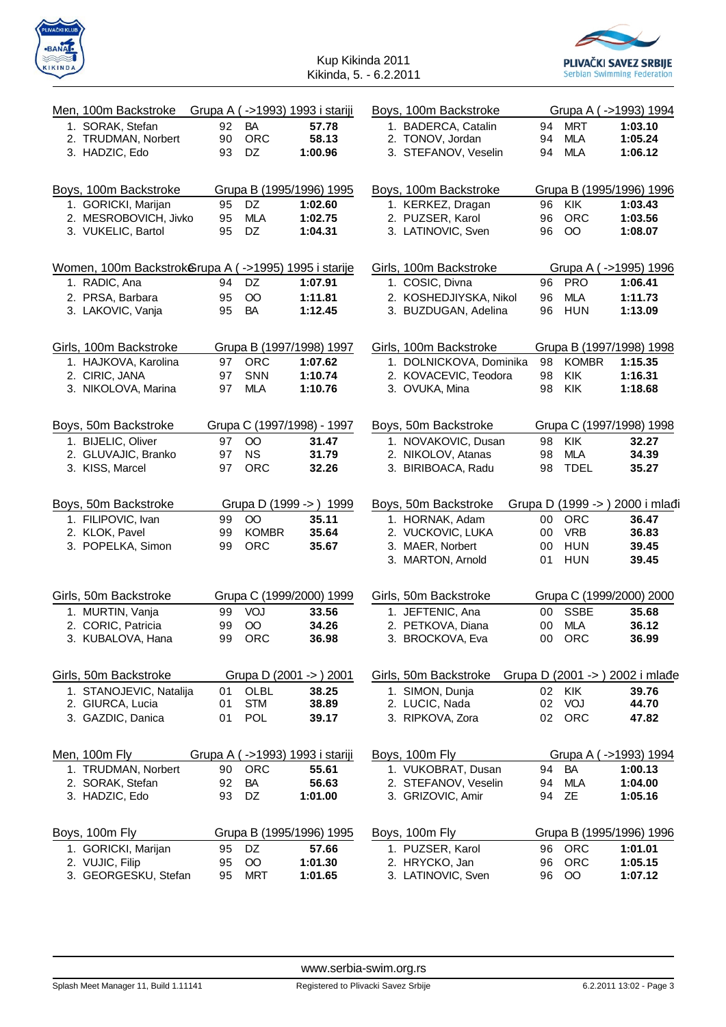Kup Kikinda 2011
Kikinda, 5. - 6.2.2011

PLIVAČKI SAVEZ SRBIJE
Serbian Swimming Federation

## Men, 100m Backstroke — Grupa A ( ->1993) 1993 i stariji

| | Name | YOB | Club | Time |
|---|---|---|---|---|
| 1. | SORAK, Stefan | 92 | BA | 57.78 |
| 2. | TRUDMAN, Norbert | 90 | ORC | 58.13 |
| 3. | HADZIC, Edo | 93 | DZ | 1:00.96 |

## Boys, 100m Backstroke — Grupa A ( ->1993) 1994

| | Name | YOB | Club | Time |
|---|---|---|---|---|
| 1. | BADERCA, Catalin | 94 | MRT | 1:03.10 |
| 2. | TONOV, Jordan | 94 | MLA | 1:05.24 |
| 3. | STEFANOV, Veselin | 94 | MLA | 1:06.12 |

## Boys, 100m Backstroke — Grupa B (1995/1996) 1995

| | Name | YOB | Club | Time |
|---|---|---|---|---|
| 1. | GORICKI, Marijan | 95 | DZ | 1:02.60 |
| 2. | MESROBOVICH, Jivko | 95 | MLA | 1:02.75 |
| 3. | VUKELIC, Bartol | 95 | DZ | 1:04.31 |

## Boys, 100m Backstroke — Grupa B (1995/1996) 1996

| | Name | YOB | Club | Time |
|---|---|---|---|---|
| 1. | KERKEZ, Dragan | 96 | KIK | 1:03.43 |
| 2. | PUZSER, Karol | 96 | ORC | 1:03.56 |
| 3. | LATINOVIC, Sven | 96 | OO | 1:08.07 |

## Women, 100m Backstroke — Grupa A ( ->1995) 1995 i starije

| | Name | YOB | Club | Time |
|---|---|---|---|---|
| 1. | RADIC, Ana | 94 | DZ | 1:07.91 |
| 2. | PRSA, Barbara | 95 | OO | 1:11.81 |
| 3. | LAKOVIC, Vanja | 95 | BA | 1:12.45 |

## Girls, 100m Backstroke — Grupa A ( ->1995) 1996

| | Name | YOB | Club | Time |
|---|---|---|---|---|
| 1. | COSIC, Divna | 96 | PRO | 1:06.41 |
| 2. | KOSHEDJIYSKA, Nikol | 96 | MLA | 1:11.73 |
| 3. | BUZDUGAN, Adelina | 96 | HUN | 1:13.09 |

## Girls, 100m Backstroke — Grupa B (1997/1998) 1997

| | Name | YOB | Club | Time |
|---|---|---|---|---|
| 1. | HAJKOVA, Karolina | 97 | ORC | 1:07.62 |
| 2. | CIRIC, JANA | 97 | SNN | 1:10.74 |
| 3. | NIKOLOVA, Marina | 97 | MLA | 1:10.76 |

## Girls, 100m Backstroke — Grupa B (1997/1998) 1998

| | Name | YOB | Club | Time |
|---|---|---|---|---|
| 1. | DOLNICKOVA, Dominika | 98 | KOMBR | 1:15.35 |
| 2. | KOVACEVIC, Teodora | 98 | KIK | 1:16.31 |
| 3. | OVUKA, Mina | 98 | KIK | 1:18.68 |

## Boys, 50m Backstroke — Grupa C (1997/1998) - 1997

| | Name | YOB | Club | Time |
|---|---|---|---|---|
| 1. | BIJELIC, Oliver | 97 | OO | 31.47 |
| 2. | GLUVAJIC, Branko | 97 | NS | 31.79 |
| 3. | KISS, Marcel | 97 | ORC | 32.26 |

## Boys, 50m Backstroke — Grupa C (1997/1998) 1998

| | Name | YOB | Club | Time |
|---|---|---|---|---|
| 1. | NOVAKOVIC, Dusan | 98 | KIK | 32.27 |
| 2. | NIKOLOV, Atanas | 98 | MLA | 34.39 |
| 3. | BIRIBOACA, Radu | 98 | TDEL | 35.27 |

## Boys, 50m Backstroke — Grupa D (1999 -> ) 1999

| | Name | YOB | Club | Time |
|---|---|---|---|---|
| 1. | FILIPOVIC, Ivan | 99 | OO | 35.11 |
| 2. | KLOK, Pavel | 99 | KOMBR | 35.64 |
| 3. | POPELKA, Simon | 99 | ORC | 35.67 |

## Boys, 50m Backstroke — Grupa D (1999 -> ) 2000 i mlađi

| | Name | YOB | Club | Time |
|---|---|---|---|---|
| 1. | HORNAK, Adam | 00 | ORC | 36.47 |
| 2. | VUCKOVIC, LUKA | 00 | VRB | 36.83 |
| 3. | MAER, Norbert | 00 | HUN | 39.45 |
| 3. | MARTON, Arnold | 01 | HUN | 39.45 |

## Girls, 50m Backstroke — Grupa C (1999/2000) 1999

| | Name | YOB | Club | Time |
|---|---|---|---|---|
| 1. | MURTIN, Vanja | 99 | VOJ | 33.56 |
| 2. | CORIC, Patricia | 99 | OO | 34.26 |
| 3. | KUBALOVA, Hana | 99 | ORC | 36.98 |

## Girls, 50m Backstroke — Grupa C (1999/2000) 2000

| | Name | YOB | Club | Time |
|---|---|---|---|---|
| 1. | JEFTENIC, Ana | 00 | SSBE | 35.68 |
| 2. | PETKOVA, Diana | 00 | MLA | 36.12 |
| 3. | BROCKOVA, Eva | 00 | ORC | 36.99 |

## Girls, 50m Backstroke — Grupa D (2001 -> ) 2001

| | Name | YOB | Club | Time |
|---|---|---|---|---|
| 1. | STANOJEVIC, Natalija | 01 | OLBL | 38.25 |
| 2. | GIURCA, Lucia | 01 | STM | 38.89 |
| 3. | GAZDIC, Danica | 01 | POL | 39.17 |

## Girls, 50m Backstroke — Grupa D (2001 -> ) 2002 i mlađe

| | Name | YOB | Club | Time |
|---|---|---|---|---|
| 1. | SIMON, Dunja | 02 | KIK | 39.76 |
| 2. | LUCIC, Nada | 02 | VOJ | 44.70 |
| 3. | RIPKOVA, Zora | 02 | ORC | 47.82 |

## Men, 100m Fly — Grupa A ( ->1993) 1993 i stariji

| | Name | YOB | Club | Time |
|---|---|---|---|---|
| 1. | TRUDMAN, Norbert | 90 | ORC | 55.61 |
| 2. | SORAK, Stefan | 92 | BA | 56.63 |
| 3. | HADZIC, Edo | 93 | DZ | 1:01.00 |

## Boys, 100m Fly — Grupa A ( ->1993) 1994

| | Name | YOB | Club | Time |
|---|---|---|---|---|
| 1. | VUKOBRAT, Dusan | 94 | BA | 1:00.13 |
| 2. | STEFANOV, Veselin | 94 | MLA | 1:04.00 |
| 3. | GRIZOVIC, Amir | 94 | ZE | 1:05.16 |

## Boys, 100m Fly — Grupa B (1995/1996) 1995

| | Name | YOB | Club | Time |
|---|---|---|---|---|
| 1. | GORICKI, Marijan | 95 | DZ | 57.66 |
| 2. | VUJIC, Filip | 95 | OO | 1:01.30 |
| 3. | GEORGESKU, Stefan | 95 | MRT | 1:01.65 |

## Boys, 100m Fly — Grupa B (1995/1996) 1996

| | Name | YOB | Club | Time |
|---|---|---|---|---|
| 1. | PUZSER, Karol | 96 | ORC | 1:01.01 |
| 2. | HRYCKO, Jan | 96 | ORC | 1:05.15 |
| 3. | LATINOVIC, Sven | 96 | OO | 1:07.12 |

www.serbia-swim.org.rs

Splash Meet Manager 11, Build 1.11141 — Registered to Plivacki Savez Srbije — 6.2.2011 13:02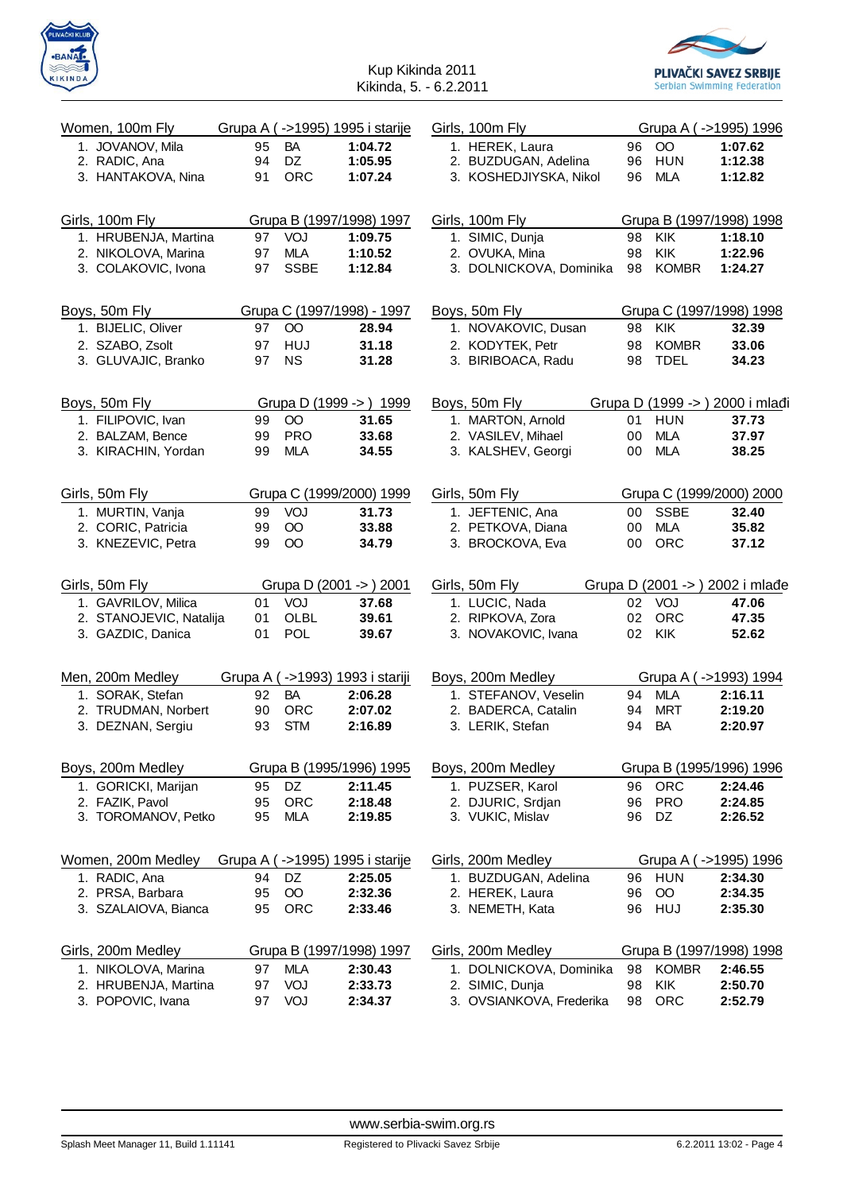Kup Kikinda 2011
Kikinda, 5. - 6.2.2011

PLIVAČKI SAVEZ SRBIJE
Serbian Swimming Federation

### Women, 100m Fly — Grupa A ( ->1995) 1995 i starije

| | | | |
|---|---|---|---|
| 1. JOVANOV, Mila | 95 | BA | 1:04.72 |
| 2. RADIC, Ana | 94 | DZ | 1:05.95 |
| 3. HANTAKOVA, Nina | 91 | ORC | 1:07.24 |

### Girls, 100m Fly — Grupa A ( ->1995) 1996

| | | | |
|---|---|---|---|
| 1. HEREK, Laura | 96 | OO | 1:07.62 |
| 2. BUZDUGAN, Adelina | 96 | HUN | 1:12.38 |
| 3. KOSHEDJIYSKA, Nikol | 96 | MLA | 1:12.82 |

### Girls, 100m Fly — Grupa B (1997/1998) 1997

| | | | |
|---|---|---|---|
| 1. HRUBENJA, Martina | 97 | VOJ | 1:09.75 |
| 2. NIKOLOVA, Marina | 97 | MLA | 1:10.52 |
| 3. COLAKOVIC, Ivona | 97 | SSBE | 1:12.84 |

### Girls, 100m Fly — Grupa B (1997/1998) 1998

| | | | |
|---|---|---|---|
| 1. SIMIC, Dunja | 98 | KIK | 1:18.10 |
| 2. OVUKA, Mina | 98 | KIK | 1:22.96 |
| 3. DOLNICKOVA, Dominika | 98 | KOMBR | 1:24.27 |

### Boys, 50m Fly — Grupa C (1997/1998) - 1997

| | | | |
|---|---|---|---|
| 1. BIJELIC, Oliver | 97 | OO | 28.94 |
| 2. SZABO, Zsolt | 97 | HUJ | 31.18 |
| 3. GLUVAJIC, Branko | 97 | NS | 31.28 |

### Boys, 50m Fly — Grupa C (1997/1998) 1998

| | | | |
|---|---|---|---|
| 1. NOVAKOVIC, Dusan | 98 | KIK | 32.39 |
| 2. KODYTEK, Petr | 98 | KOMBR | 33.06 |
| 3. BIRIBOACA, Radu | 98 | TDEL | 34.23 |

### Boys, 50m Fly — Grupa D (1999 -> ) 1999

| | | | |
|---|---|---|---|
| 1. FILIPOVIC, Ivan | 99 | OO | 31.65 |
| 2. BALZAM, Bence | 99 | PRO | 33.68 |
| 3. KIRACHIN, Yordan | 99 | MLA | 34.55 |

### Boys, 50m Fly — Grupa D (1999 -> ) 2000 i mlađi

| | | | |
|---|---|---|---|
| 1. MARTON, Arnold | 01 | HUN | 37.73 |
| 2. VASILEV, Mihael | 00 | MLA | 37.97 |
| 3. KALSHEV, Georgi | 00 | MLA | 38.25 |

### Girls, 50m Fly — Grupa C (1999/2000) 1999

| | | | |
|---|---|---|---|
| 1. MURTIN, Vanja | 99 | VOJ | 31.73 |
| 2. CORIC, Patricia | 99 | OO | 33.88 |
| 3. KNEZEVIC, Petra | 99 | OO | 34.79 |

### Girls, 50m Fly — Grupa C (1999/2000) 2000

| | | | |
|---|---|---|---|
| 1. JEFTENIC, Ana | 00 | SSBE | 32.40 |
| 2. PETKOVA, Diana | 00 | MLA | 35.82 |
| 3. BROCKOVA, Eva | 00 | ORC | 37.12 |

### Girls, 50m Fly — Grupa D (2001 -> ) 2001

| | | | |
|---|---|---|---|
| 1. GAVRILOV, Milica | 01 | VOJ | 37.68 |
| 2. STANOJEVIC, Natalija | 01 | OLBL | 39.61 |
| 3. GAZDIC, Danica | 01 | POL | 39.67 |

### Girls, 50m Fly — Grupa D (2001 -> ) 2002 i mlađe

| | | | |
|---|---|---|---|
| 1. LUCIC, Nada | 02 | VOJ | 47.06 |
| 2. RIPKOVA, Zora | 02 | ORC | 47.35 |
| 3. NOVAKOVIC, Ivana | 02 | KIK | 52.62 |

### Men, 200m Medley — Grupa A ( ->1993) 1993 i stariji

| | | | |
|---|---|---|---|
| 1. SORAK, Stefan | 92 | BA | 2:06.28 |
| 2. TRUDMAN, Norbert | 90 | ORC | 2:07.02 |
| 3. DEZNAN, Sergiu | 93 | STM | 2:16.89 |

### Boys, 200m Medley — Grupa A ( ->1993) 1994

| | | | |
|---|---|---|---|
| 1. STEFANOV, Veselin | 94 | MLA | 2:16.11 |
| 2. BADERCA, Catalin | 94 | MRT | 2:19.20 |
| 3. LERIK, Stefan | 94 | BA | 2:20.97 |

### Boys, 200m Medley — Grupa B (1995/1996) 1995

| | | | |
|---|---|---|---|
| 1. GORICKI, Marijan | 95 | DZ | 2:11.45 |
| 2. FAZIK, Pavol | 95 | ORC | 2:18.48 |
| 3. TOROMANOV, Petko | 95 | MLA | 2:19.85 |

### Boys, 200m Medley — Grupa B (1995/1996) 1996

| | | | |
|---|---|---|---|
| 1. PUZSER, Karol | 96 | ORC | 2:24.46 |
| 2. DJURIC, Srdjan | 96 | PRO | 2:24.85 |
| 3. VUKIC, Mislav | 96 | DZ | 2:26.52 |

### Women, 200m Medley — Grupa A ( ->1995) 1995 i starije

| | | | |
|---|---|---|---|
| 1. RADIC, Ana | 94 | DZ | 2:25.05 |
| 2. PRSA, Barbara | 95 | OO | 2:32.36 |
| 3. SZALAIOVA, Bianca | 95 | ORC | 2:33.46 |

### Girls, 200m Medley — Grupa A ( ->1995) 1996

| | | | |
|---|---|---|---|
| 1. BUZDUGAN, Adelina | 96 | HUN | 2:34.30 |
| 2. HEREK, Laura | 96 | OO | 2:34.35 |
| 3. NEMETH, Kata | 96 | HUJ | 2:35.30 |

### Girls, 200m Medley — Grupa B (1997/1998) 1997

| | | | |
|---|---|---|---|
| 1. NIKOLOVA, Marina | 97 | MLA | 2:30.43 |
| 2. HRUBENJA, Martina | 97 | VOJ | 2:33.73 |
| 3. POPOVIC, Ivana | 97 | VOJ | 2:34.37 |

### Girls, 200m Medley — Grupa B (1997/1998) 1998

| | | | |
|---|---|---|---|
| 1. DOLNICKOVA, Dominika | 98 | KOMBR | 2:46.55 |
| 2. SIMIC, Dunja | 98 | KIK | 2:50.70 |
| 3. OVSIANKOVA, Frederika | 98 | ORC | 2:52.79 |

www.serbia-swim.org.rs

Splash Meet Manager 11, Build 1.11141 — Registered to Plivacki Savez Srbije — 6.2.2011 13:02